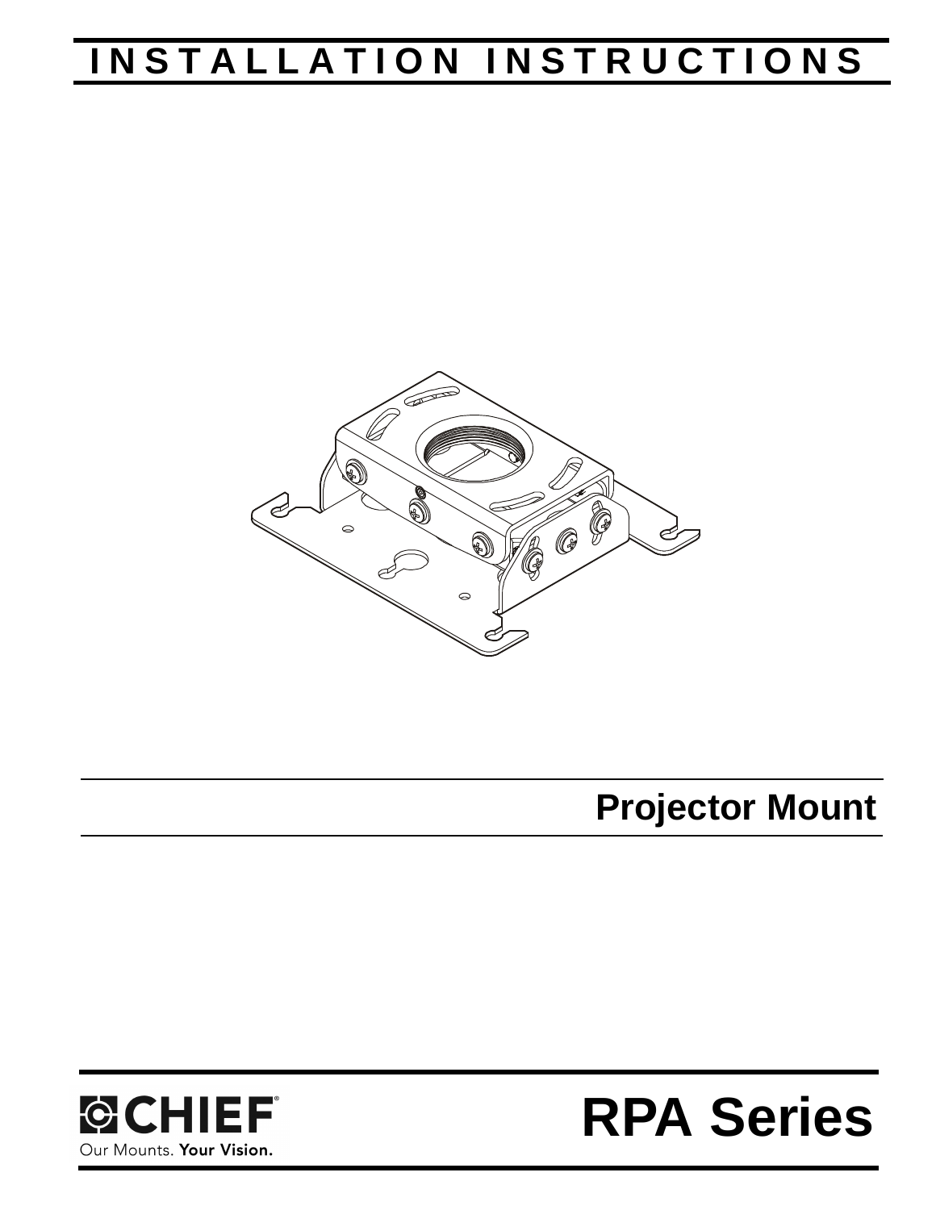# INSTALLATION INSTRUCTIONS

## Projector Mount

CHIEF
Our Mounts. **Your Vision.**

# RPA Series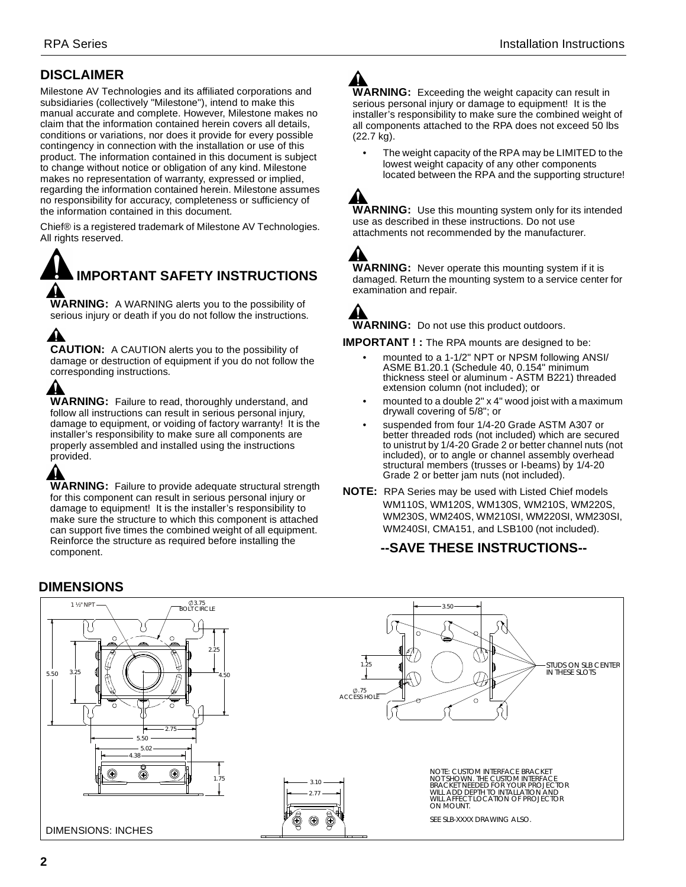## DISCLAIMER

Milestone AV Technologies and its affiliated corporations and subsidiaries (collectively "Milestone"), intend to make this manual accurate and complete. However, Milestone makes no claim that the information contained herein covers all details, conditions or variations, nor does it provide for every possible contingency in connection with the installation or use of this product. The information contained in this document is subject to change without notice or obligation of any kind. Milestone makes no representation of warranty, expressed or implied, regarding the information contained herein. Milestone assumes no responsibility for accuracy, completeness or sufficiency of the information contained in this document.

Chief® is a registered trademark of Milestone AV Technologies. All rights reserved.

## IMPORTANT SAFETY INSTRUCTIONS

**WARNING:** A WARNING alerts you to the possibility of serious injury or death if you do not follow the instructions.

**CAUTION:** A CAUTION alerts you to the possibility of damage or destruction of equipment if you do not follow the corresponding instructions.

**WARNING:** Failure to read, thoroughly understand, and follow all instructions can result in serious personal injury, damage to equipment, or voiding of factory warranty! It is the installer's responsibility to make sure all components are properly assembled and installed using the instructions provided.

**WARNING:** Failure to provide adequate structural strength for this component can result in serious personal injury or damage to equipment! It is the installer's responsibility to make sure the structure to which this component is attached can support five times the combined weight of all equipment. Reinforce the structure as required before installing the component.

**WARNING:** Exceeding the weight capacity can result in serious personal injury or damage to equipment! It is the installer's responsibility to make sure the combined weight of all components attached to the RPA does not exceed 50 lbs (22.7 kg).

- The weight capacity of the RPA may be LIMITED to the lowest weight capacity of any other components located between the RPA and the supporting structure!

**WARNING:** Use this mounting system only for its intended use as described in these instructions. Do not use attachments not recommended by the manufacturer.

**WARNING:** Never operate this mounting system if it is damaged. Return the mounting system to a service center for examination and repair.

**WARNING:** Do not use this product outdoors.

**IMPORTANT ! :** The RPA mounts are designed to be:

- mounted to a 1-1/2" NPT or NPSM following ANSI/ ASME B1.20.1 (Schedule 40, 0.154" minimum thickness steel or aluminum - ASTM B221) threaded extension column (not included); or
- mounted to a double 2" x 4" wood joist with a maximum drywall covering of 5/8"; or
- suspended from four 1/4-20 Grade ASTM A307 or better threaded rods (not included) which are secured to unistrut by 1/4-20 Grade 2 or better channel nuts (not included), or to angle or channel assembly overhead structural members (trusses or I-beams) by 1/4-20 Grade 2 or better jam nuts (not included).

**NOTE:** RPA Series may be used with Listed Chief models WM110S, WM120S, WM130S, WM210S, WM220S, WM230S, WM240S, WM210SI, WM220SI, WM230SI, WM240SI, CMA151, and LSB100 (not included).

**--SAVE THESE INSTRUCTIONS--**

## DIMENSIONS

1 ½" NPT; Ø3.75 BOLT CIRCLE; 2.25; 5.50; 3.25; 4.50; 2.75; 5.50; 5.02; 4.38; 1.75; 3.50; 1.25; Ø.75 ACCESS HOLE; STUDS ON SLB CENTER IN THESE SLOTS; 3.10; 2.77

NOTE: CUSTOM INTERFACE BRACKET NOT SHOWN. THE CUSTOM INTERFACE BRACKET NEEDED FOR YOUR PROJECTOR WILL ADD DEPTH TO INTALLATION AND WILL AFFECT LOCATION OF PROJECTOR ON MOUNT.

SEE SLB-XXXX DRAWING ALSO.

DIMENSIONS: INCHES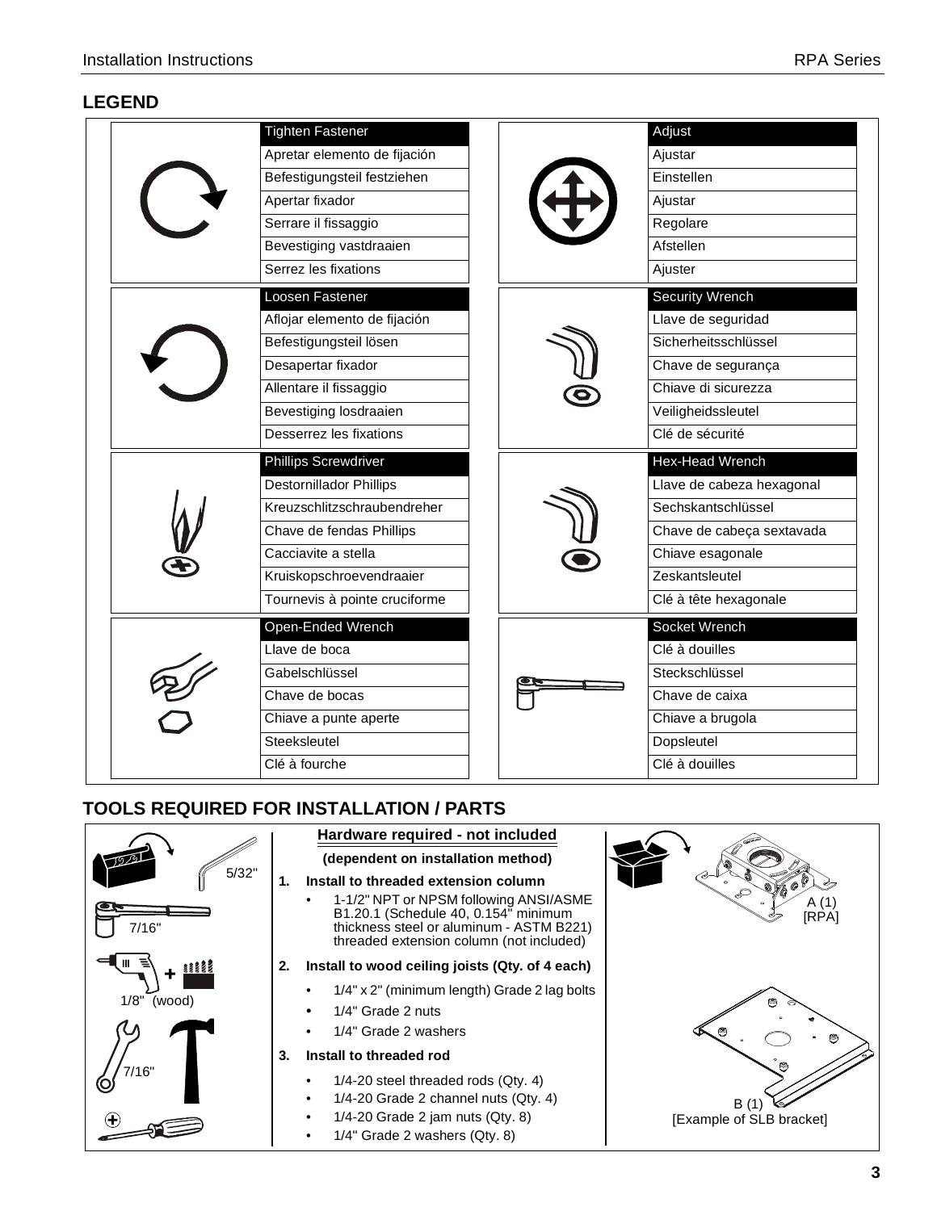## LEGEND

| Tighten Fastener | Adjust |
|---|---|
| Apretar elemento de fijación | Ajustar |
| Befestigungsteil festziehen | Einstellen |
| Apertar fixador | Ajustar |
| Serrare il fissaggio | Regolare |
| Bevestiging vastdraaien | Afstellen |
| Serrez les fixations | Ajuster |

| Loosen Fastener | Security Wrench |
|---|---|
| Aflojar elemento de fijación | Llave de seguridad |
| Befestigungsteil lösen | Sicherheitsschlüssel |
| Desapertar fixador | Chave de segurança |
| Allentare il fissaggio | Chiave di sicurezza |
| Bevestiging losdraaien | Veiligheidssleutel |
| Desserrez les fixations | Clé de sécurité |

| Phillips Screwdriver | Hex-Head Wrench |
|---|---|
| Destornillador Phillips | Llave de cabeza hexagonal |
| Kreuzschlitzschraubendreher | Sechskantschlüssel |
| Chave de fendas Phillips | Chave de cabeça sextavada |
| Cacciavite a stella | Chiave esagonale |
| Kruiskopschroevendraaier | Zeskantsleutel |
| Tournevis à pointe cruciforme | Clé à tête hexagonale |

| Open-Ended Wrench | Socket Wrench |
|---|---|
| Llave de boca | Clé à douilles |
| Gabelschlüssel | Steckschlüssel |
| Chave de bocas | Chave de caixa |
| Chiave a punte aperte | Chiave a brugola |
| Steeksleutel | Dopsleutel |
| Clé à fourche | Clé à douilles |

## TOOLS REQUIRED FOR INSTALLATION / PARTS

5/32"

7/16"

1/8" (wood)

7/16"

**Hardware required - not included**

**(dependent on installation method)**

1. **Install to threaded extension column**
   - 1-1/2" NPT or NPSM following ANSI/ASME B1.20.1 (Schedule 40, 0.154" minimum thickness steel or aluminum - ASTM B221) threaded extension column (not included)
2. **Install to wood ceiling joists (Qty. of 4 each)**
   - 1/4" x 2" (minimum length) Grade 2 lag bolts
   - 1/4" Grade 2 nuts
   - 1/4" Grade 2 washers
3. **Install to threaded rod**
   - 1/4-20 steel threaded rods (Qty. 4)
   - 1/4-20 Grade 2 channel nuts (Qty. 4)
   - 1/4-20 Grade 2 jam nuts (Qty. 8)
   - 1/4" Grade 2 washers (Qty. 8)

A (1)
[RPA]

B (1)
[Example of SLB bracket]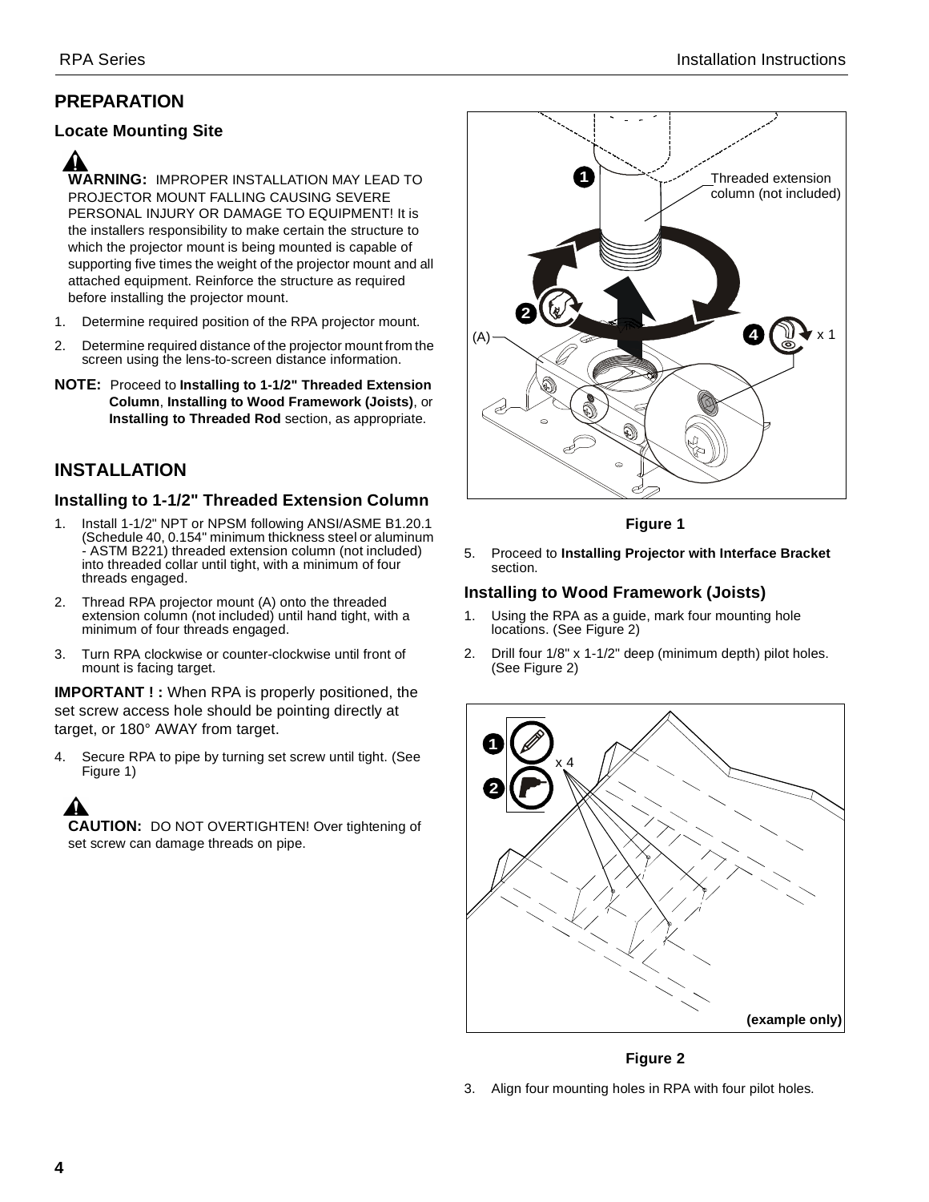## PREPARATION

### Locate Mounting Site

**WARNING:** IMPROPER INSTALLATION MAY LEAD TO PROJECTOR MOUNT FALLING CAUSING SEVERE PERSONAL INJURY OR DAMAGE TO EQUIPMENT! It is the installers responsibility to make certain the structure to which the projector mount is being mounted is capable of supporting five times the weight of the projector mount and all attached equipment. Reinforce the structure as required before installing the projector mount.

1. Determine required position of the RPA projector mount.
2. Determine required distance of the projector mount from the screen using the lens-to-screen distance information.

**NOTE:** Proceed to **Installing to 1-1/2" Threaded Extension Column**, **Installing to Wood Framework (Joists)**, or **Installing to Threaded Rod** section, as appropriate.

## INSTALLATION

### Installing to 1-1/2" Threaded Extension Column

1. Install 1-1/2" NPT or NPSM following ANSI/ASME B1.20.1 (Schedule 40, 0.154" minimum thickness steel or aluminum - ASTM B221) threaded extension column (not included) into threaded collar until tight, with a minimum of four threads engaged.
2. Thread RPA projector mount (A) onto the threaded extension column (not included) until hand tight, with a minimum of four threads engaged.
3. Turn RPA clockwise or counter-clockwise until front of mount is facing target.

**IMPORTANT ! :** When RPA is properly positioned, the set screw access hole should be pointing directly at target, or 180° AWAY from target.

4. Secure RPA to pipe by turning set screw until tight. (See Figure 1)

**CAUTION:** DO NOT OVERTIGHTEN! Over tightening of set screw can damage threads on pipe.

Figure 1

5. Proceed to **Installing Projector with Interface Bracket** section.

### Installing to Wood Framework (Joists)

1. Using the RPA as a guide, mark four mounting hole locations. (See Figure 2)
2. Drill four 1/8" x 1-1/2" deep (minimum depth) pilot holes. (See Figure 2)

Figure 2

3. Align four mounting holes in RPA with four pilot holes.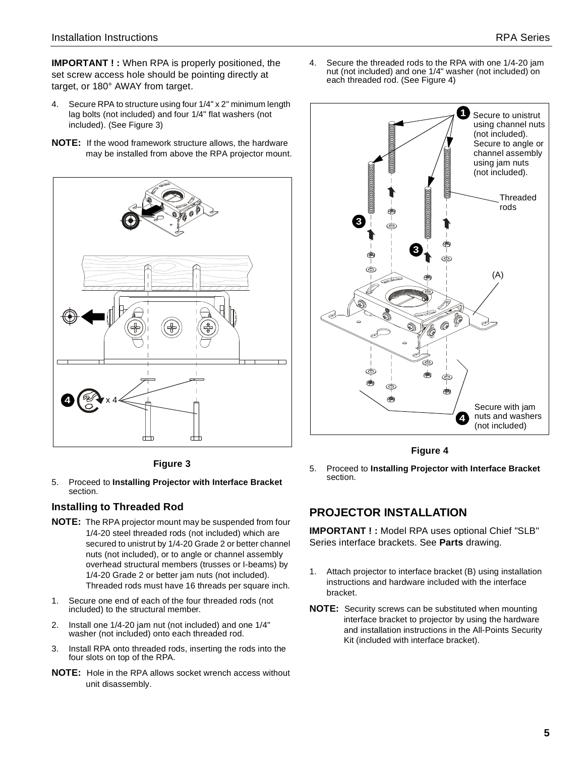**IMPORTANT ! :** When RPA is properly positioned, the set screw access hole should be pointing directly at target, or 180° AWAY from target.

4. Secure RPA to structure using four 1/4" x 2" minimum length lag bolts (not included) and four 1/4" flat washers (not included). (See Figure 3)

**NOTE:** If the wood framework structure allows, the hardware may be installed from above the RPA projector mount.

Figure 3

5. Proceed to **Installing Projector with Interface Bracket** section.

### Installing to Threaded Rod

**NOTE:** The RPA projector mount may be suspended from four 1/4-20 steel threaded rods (not included) which are secured to unistrut by 1/4-20 Grade 2 or better channel nuts (not included), or to angle or channel assembly overhead structural members (trusses or I-beams) by 1/4-20 Grade 2 or better jam nuts (not included). Threaded rods must have 16 threads per square inch.

1. Secure one end of each of the four threaded rods (not included) to the structural member.
2. Install one 1/4-20 jam nut (not included) and one 1/4" washer (not included) onto each threaded rod.
3. Install RPA onto threaded rods, inserting the rods into the four slots on top of the RPA.

**NOTE:** Hole in the RPA allows socket wrench access without unit disassembly.

4. Secure the threaded rods to the RPA with one 1/4-20 jam nut (not included) and one 1/4" washer (not included) on each threaded rod. (See Figure 4)

Figure 4

5. Proceed to **Installing Projector with Interface Bracket** section.

## PROJECTOR INSTALLATION

**IMPORTANT ! :** Model RPA uses optional Chief "SLB" Series interface brackets. See **Parts** drawing.

1. Attach projector to interface bracket (B) using installation instructions and hardware included with the interface bracket.

**NOTE:** Security screws can be substituted when mounting interface bracket to projector by using the hardware and installation instructions in the All-Points Security Kit (included with interface bracket).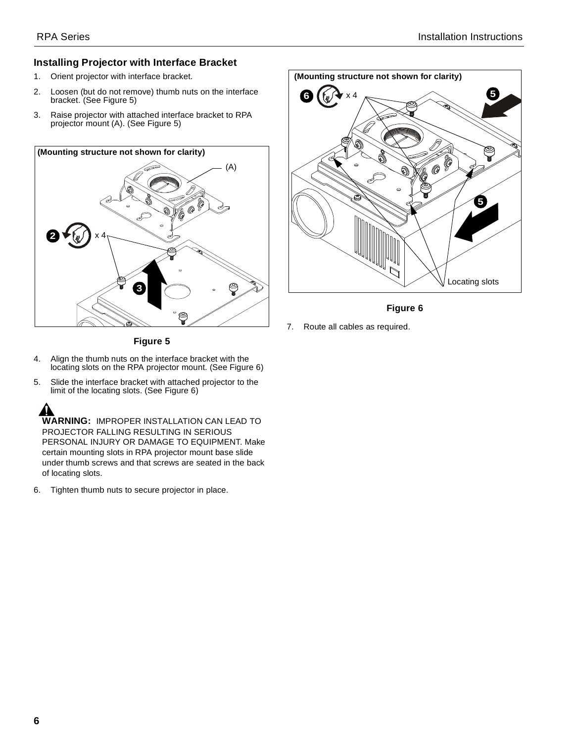## Installing Projector with Interface Bracket

1. Orient projector with interface bracket.
2. Loosen (but do not remove) thumb nuts on the interface bracket. (See Figure 5)
3. Raise projector with attached interface bracket to RPA projector mount (A). (See Figure 5)

(Mounting structure not shown for clarity)

Figure 5

4. Align the thumb nuts on the interface bracket with the locating slots on the RPA projector mount. (See Figure 6)
5. Slide the interface bracket with attached projector to the limit of the locating slots. (See Figure 6)

**WARNING:** IMPROPER INSTALLATION CAN LEAD TO PROJECTOR FALLING RESULTING IN SERIOUS PERSONAL INJURY OR DAMAGE TO EQUIPMENT. Make certain mounting slots in RPA projector mount base slide under thumb screws and that screws are seated in the back of locating slots.

6. Tighten thumb nuts to secure projector in place.

(Mounting structure not shown for clarity)

Figure 6

7. Route all cables as required.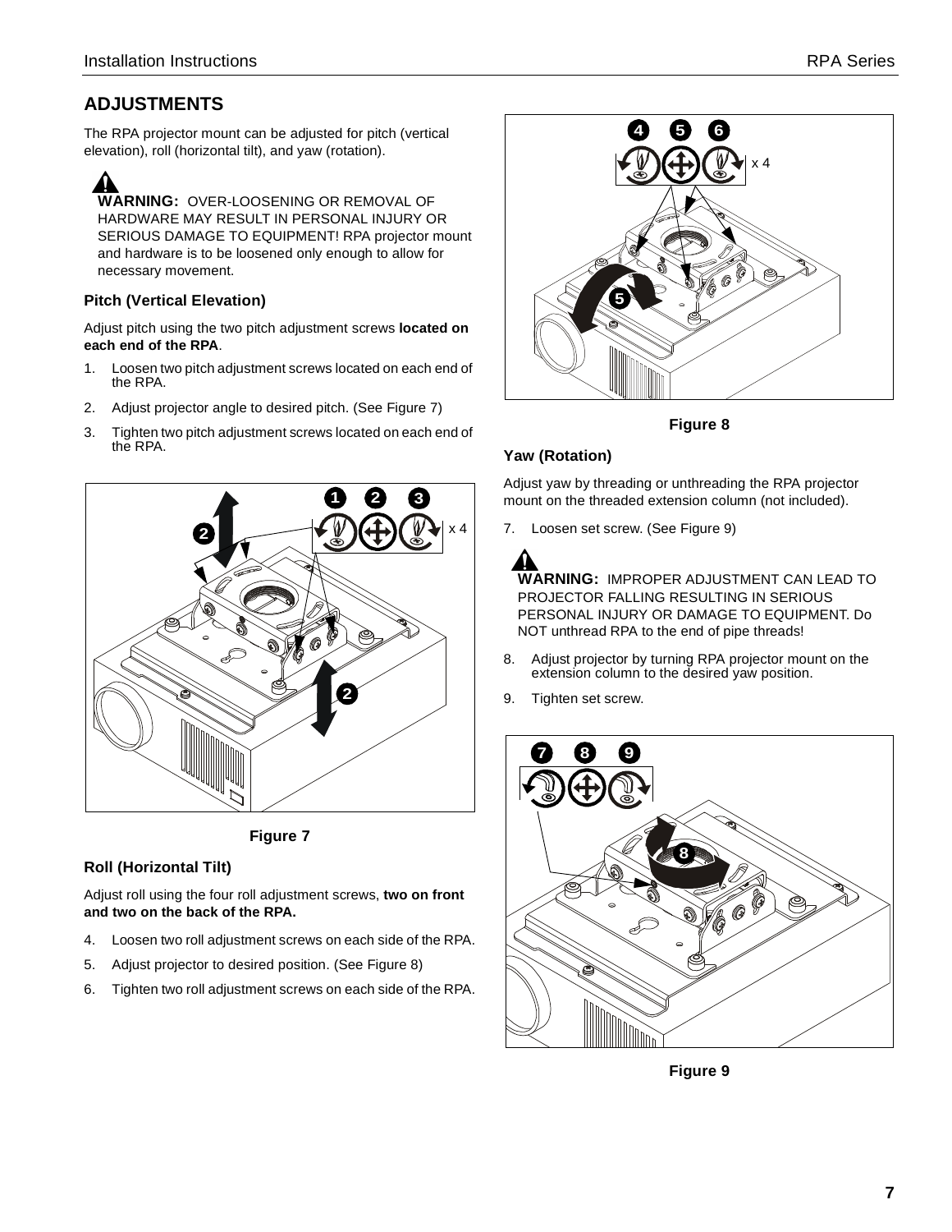## ADJUSTMENTS

The RPA projector mount can be adjusted for pitch (vertical elevation), roll (horizontal tilt), and yaw (rotation).

**WARNING:** OVER-LOOSENING OR REMOVAL OF HARDWARE MAY RESULT IN PERSONAL INJURY OR SERIOUS DAMAGE TO EQUIPMENT! RPA projector mount and hardware is to be loosened only enough to allow for necessary movement.

### Pitch (Vertical Elevation)

Adjust pitch using the two pitch adjustment screws **located on each end of the RPA**.

1. Loosen two pitch adjustment screws located on each end of the RPA.
2. Adjust projector angle to desired pitch. (See Figure 7)
3. Tighten two pitch adjustment screws located on each end of the RPA.

**Figure 7**

### Roll (Horizontal Tilt)

Adjust roll using the four roll adjustment screws, **two on front and two on the back of the RPA.**

4. Loosen two roll adjustment screws on each side of the RPA.
5. Adjust projector to desired position. (See Figure 8)
6. Tighten two roll adjustment screws on each side of the RPA.

**Figure 8**

### Yaw (Rotation)

Adjust yaw by threading or unthreading the RPA projector mount on the threaded extension column (not included).

7. Loosen set screw. (See Figure 9)

**WARNING:** IMPROPER ADJUSTMENT CAN LEAD TO PROJECTOR FALLING RESULTING IN SERIOUS PERSONAL INJURY OR DAMAGE TO EQUIPMENT. Do NOT unthread RPA to the end of pipe threads!

8. Adjust projector by turning RPA projector mount on the extension column to the desired yaw position.
9. Tighten set screw.

**Figure 9**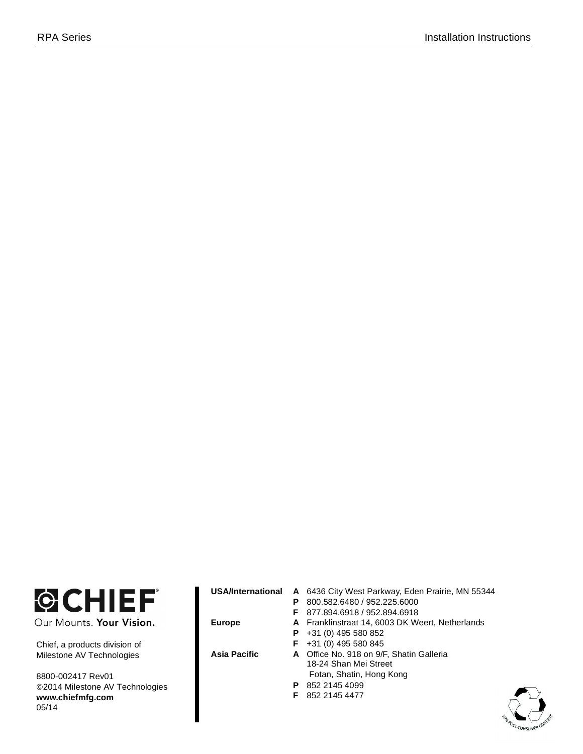CHIEF®
Our Mounts. **Your Vision.**

Chief, a products division of
Milestone AV Technologies

8800-002417 Rev01
©2014 Milestone AV Technologies
**www.chiefmfg.com**
05/14

| | | |
|---|---|---|
| **USA/International** | **A** | 6436 City West Parkway, Eden Prairie, MN 55344 |
| | **P** | 800.582.6480 / 952.225.6000 |
| | **F** | 877.894.6918 / 952.894.6918 |
| **Europe** | **A** | Franklinstraat 14, 6003 DK Weert, Netherlands |
| | **P** | +31 (0) 495 580 852 |
| | **F** | +31 (0) 495 580 845 |
| **Asia Pacific** | **A** | Office No. 918 on 9/F, Shatin Galleria 18-24 Shan Mei Street Fotan, Shatin, Hong Kong |
| | **P** | 852 2145 4099 |
| | **F** | 852 2145 4477 |

30% POST-CONSUMER CONTENT